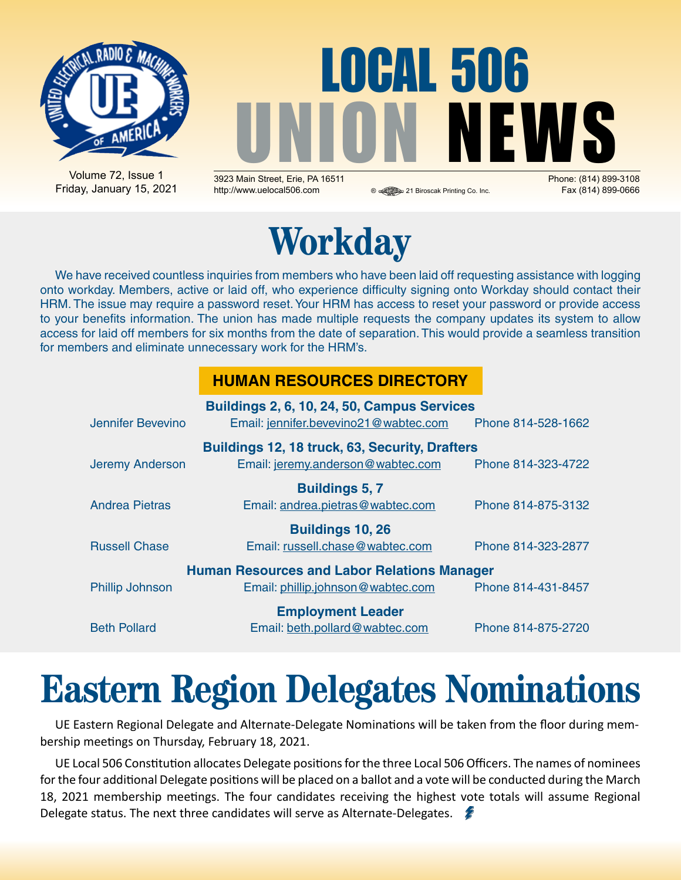# LOCAL 506 UNION NEWS

Volume 72, Issue 1
Friday, January 15, 2021

3923 Main Street, Erie, PA 16511
http://www.uelocal506.com

21 Biroscak Printing Co. Inc.

Phone: (814) 899-3108
Fax (814) 899-0666

# Workday

We have received countless inquiries from members who have been laid off requesting assistance with logging onto workday. Members, active or laid off, who experience difficulty signing onto Workday should contact their HRM. The issue may require a password reset. Your HRM has access to reset your password or provide access to your benefits information. The union has made multiple requests the company updates its system to allow access for laid off members for six months from the date of separation. This would provide a seamless transition for members and eliminate unnecessary work for the HRM's.

## HUMAN RESOURCES DIRECTORY

**Buildings 2, 6, 10, 24, 50, Campus Services**

| Jennifer Bevevino | Email: jennifer.bevevino21@wabtec.com | Phone 814-528-1662 |
|---|---|---|

**Buildings 12, 18 truck, 63, Security, Drafters**

| Jeremy Anderson | Email: jeremy.anderson@wabtec.com | Phone 814-323-4722 |
|---|---|---|

**Buildings 5, 7**

| Andrea Pietras | Email: andrea.pietras@wabtec.com | Phone 814-875-3132 |
|---|---|---|

**Buildings 10, 26**

| Russell Chase | Email: russell.chase@wabtec.com | Phone 814-323-2877 |
|---|---|---|

**Human Resources and Labor Relations Manager**

| Phillip Johnson | Email: phillip.johnson@wabtec.com | Phone 814-431-8457 |
|---|---|---|

**Employment Leader**

| Beth Pollard | Email: beth.pollard@wabtec.com | Phone 814-875-2720 |
|---|---|---|

# Eastern Region Delegates Nominations

UE Eastern Regional Delegate and Alternate-Delegate Nominations will be taken from the floor during membership meetings on Thursday, February 18, 2021.

UE Local 506 Constitution allocates Delegate positions for the three Local 506 Officers. The names of nominees for the four additional Delegate positions will be placed on a ballot and a vote will be conducted during the March 18, 2021 membership meetings. The four candidates receiving the highest vote totals will assume Regional Delegate status. The next three candidates will serve as Alternate-Delegates.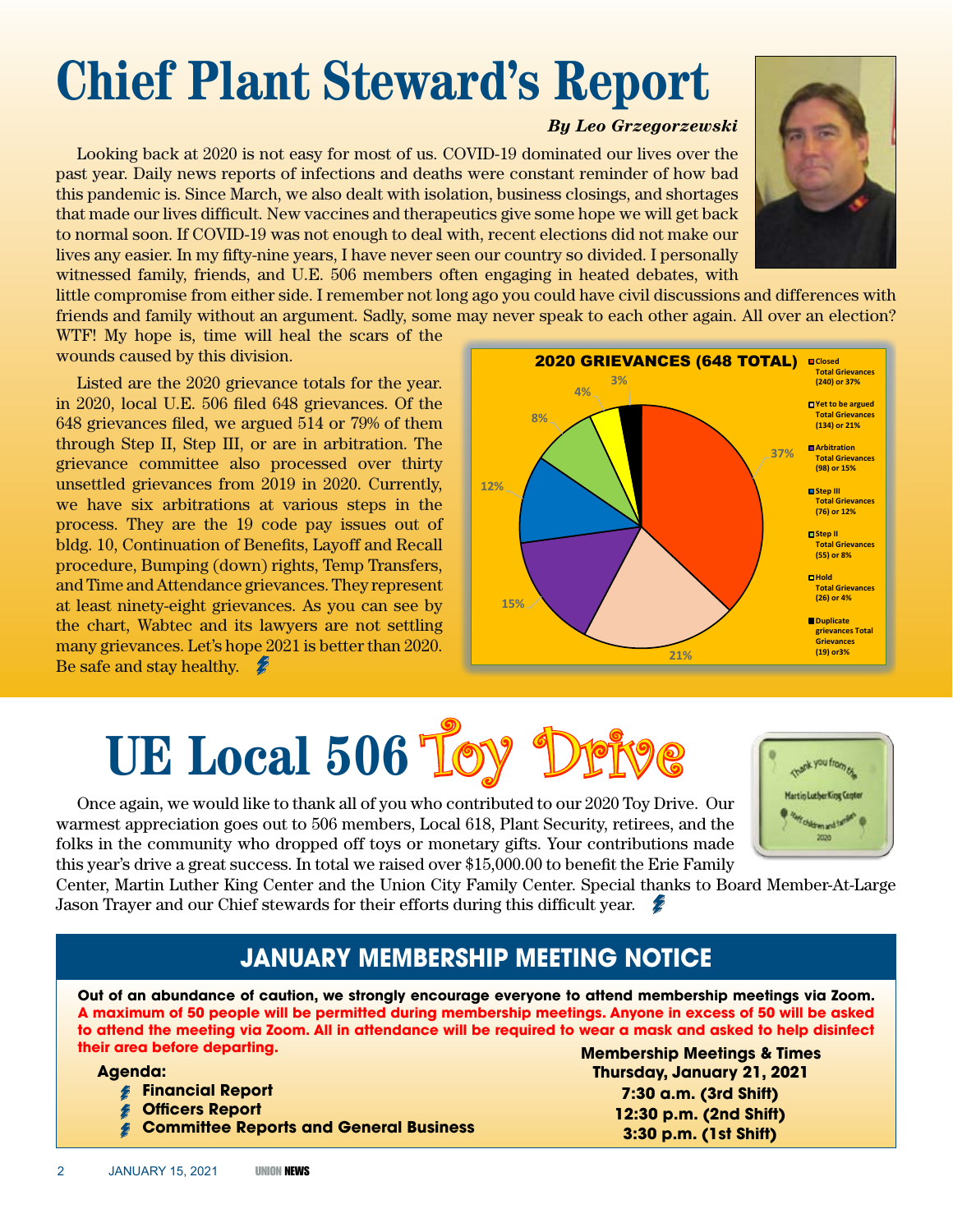# Chief Plant Steward's Report

*By Leo Grzegorzewski*

Looking back at 2020 is not easy for most of us. COVID-19 dominated our lives over the past year. Daily news reports of infections and deaths were constant reminder of how bad this pandemic is. Since March, we also dealt with isolation, business closings, and shortages that made our lives difficult. New vaccines and therapeutics give some hope we will get back to normal soon. If COVID-19 was not enough to deal with, recent elections did not make our lives any easier. In my fifty-nine years, I have never seen our country so divided. I personally witnessed family, friends, and U.E. 506 members often engaging in heated debates, with little compromise from either side. I remember not long ago you could have civil discussions and differences with friends and family without an argument. Sadly, some may never speak to each other again. All over an election? WTF! My hope is, time will heal the scars of the wounds caused by this division.

Listed are the 2020 grievance totals for the year. in 2020, local U.E. 506 filed 648 grievances. Of the 648 grievances filed, we argued 514 or 79% of them through Step II, Step III, or are in arbitration. The grievance committee also processed over thirty unsettled grievances from 2019 in 2020. Currently, we have six arbitrations at various steps in the process. They are the 19 code pay issues out of bldg. 10, Continuation of Benefits, Layoff and Recall procedure, Bumping (down) rights, Temp Transfers, and Time and Attendance grievances. They represent at least ninety-eight grievances. As you can see by the chart, Wabtec and its lawyers are not settling many grievances. Let's hope 2021 is better than 2020. Be safe and stay healthy.

**2020 GRIEVANCES (648 TOTAL)**

| Category | Total Grievances | Percent |
|---|---|---|
| Closed | 240 | 37% |
| Yet to be argued | 134 | 21% |
| Arbitration | 98 | 15% |
| Step III | 76 | 12% |
| Step II | 55 | 8% |
| Hold | 26 | 4% |
| Duplicate grievances | 19 | 3% |

# UE Local 506 Toy Drive

Once again, we would like to thank all of you who contributed to our 2020 Toy Drive. Our warmest appreciation goes out to 506 members, Local 618, Plant Security, retirees, and the folks in the community who dropped off toys or monetary gifts. Your contributions made this year's drive a great success. In total we raised over $15,000.00 to benefit the Erie Family Center, Martin Luther King Center and the Union City Family Center. Special thanks to Board Member-At-Large Jason Trayer and our Chief stewards for their efforts during this difficult year.

Thank you from the Martin Luther King Center staff children and families 2020

## JANUARY MEMBERSHIP MEETING NOTICE

**Out of an abundance of caution, we strongly encourage everyone to attend membership meetings via Zoom. A maximum of 50 people will be permitted during membership meetings. Anyone in excess of 50 will be asked to attend the meeting via Zoom. All in attendance will be required to wear a mask and asked to help disinfect their area before departing.**

**Agenda:**

- **Financial Report**
- **Officers Report**
- **Committee Reports and General Business**

**Membership Meetings & Times**
**Thursday, January 21, 2021**
**7:30 a.m. (3rd Shift)**
**12:30 p.m. (2nd Shift)**
**3:30 p.m. (1st Shift)**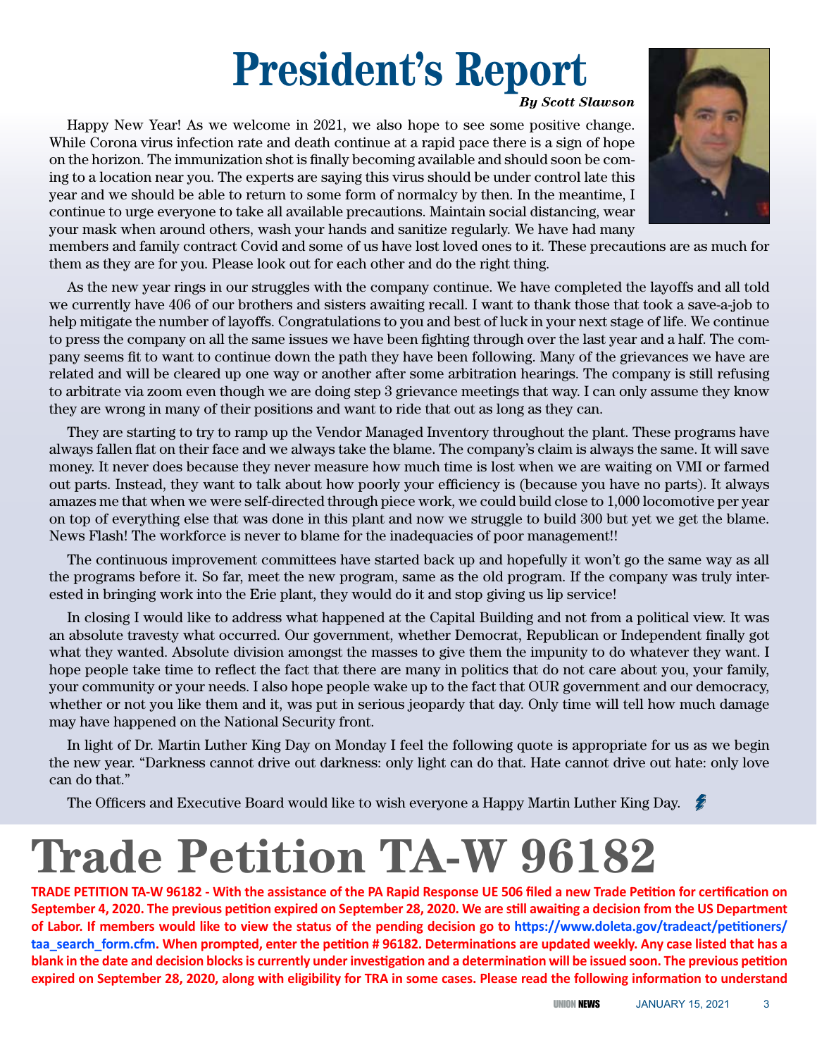# President's Report

***By Scott Slawson***

Happy New Year! As we welcome in 2021, we also hope to see some positive change. While Corona virus infection rate and death continue at a rapid pace there is a sign of hope on the horizon. The immunization shot is finally becoming available and should soon be coming to a location near you. The experts are saying this virus should be under control late this year and we should be able to return to some form of normalcy by then. In the meantime, I continue to urge everyone to take all available precautions. Maintain social distancing, wear your mask when around others, wash your hands and sanitize regularly. We have had many members and family contract Covid and some of us have lost loved ones to it. These precautions are as much for them as they are for you. Please look out for each other and do the right thing.

As the new year rings in our struggles with the company continue. We have completed the layoffs and all told we currently have 406 of our brothers and sisters awaiting recall. I want to thank those that took a save-a-job to help mitigate the number of layoffs. Congratulations to you and best of luck in your next stage of life. We continue to press the company on all the same issues we have been fighting through over the last year and a half. The company seems fit to want to continue down the path they have been following. Many of the grievances we have are related and will be cleared up one way or another after some arbitration hearings. The company is still refusing to arbitrate via zoom even though we are doing step 3 grievance meetings that way. I can only assume they know they are wrong in many of their positions and want to ride that out as long as they can.

They are starting to try to ramp up the Vendor Managed Inventory throughout the plant. These programs have always fallen flat on their face and we always take the blame. The company's claim is always the same. It will save money. It never does because they never measure how much time is lost when we are waiting on VMI or farmed out parts. Instead, they want to talk about how poorly your efficiency is (because you have no parts). It always amazes me that when we were self-directed through piece work, we could build close to 1,000 locomotive per year on top of everything else that was done in this plant and now we struggle to build 300 but yet we get the blame. News Flash! The workforce is never to blame for the inadequacies of poor management!!

The continuous improvement committees have started back up and hopefully it won't go the same way as all the programs before it. So far, meet the new program, same as the old program. If the company was truly interested in bringing work into the Erie plant, they would do it and stop giving us lip service!

In closing I would like to address what happened at the Capital Building and not from a political view. It was an absolute travesty what occurred. Our government, whether Democrat, Republican or Independent finally got what they wanted. Absolute division amongst the masses to give them the impunity to do whatever they want. I hope people take time to reflect the fact that there are many in politics that do not care about you, your family, your community or your needs. I also hope people wake up to the fact that OUR government and our democracy, whether or not you like them and it, was put in serious jeopardy that day. Only time will tell how much damage may have happened on the National Security front.

In light of Dr. Martin Luther King Day on Monday I feel the following quote is appropriate for us as we begin the new year. "Darkness cannot drive out darkness: only light can do that. Hate cannot drive out hate: only love can do that."

The Officers and Executive Board would like to wish everyone a Happy Martin Luther King Day.

# Trade Petition TA-W 96182

**TRADE PETITION TA-W 96182 - With the assistance of the PA Rapid Response UE 506 filed a new Trade Petition for certification on September 4, 2020. The previous petition expired on September 28, 2020. We are still awaiting a decision from the US Department of Labor. If members would like to view the status of the pending decision go to https://www.doleta.gov/tradeact/petitioners/taa_search_form.cfm. When prompted, enter the petition # 96182. Determinations are updated weekly. Any case listed that has a blank in the date and decision blocks is currently under investigation and a determination will be issued soon. The previous petition expired on September 28, 2020, along with eligibility for TRA in some cases. Please read the following information to understand**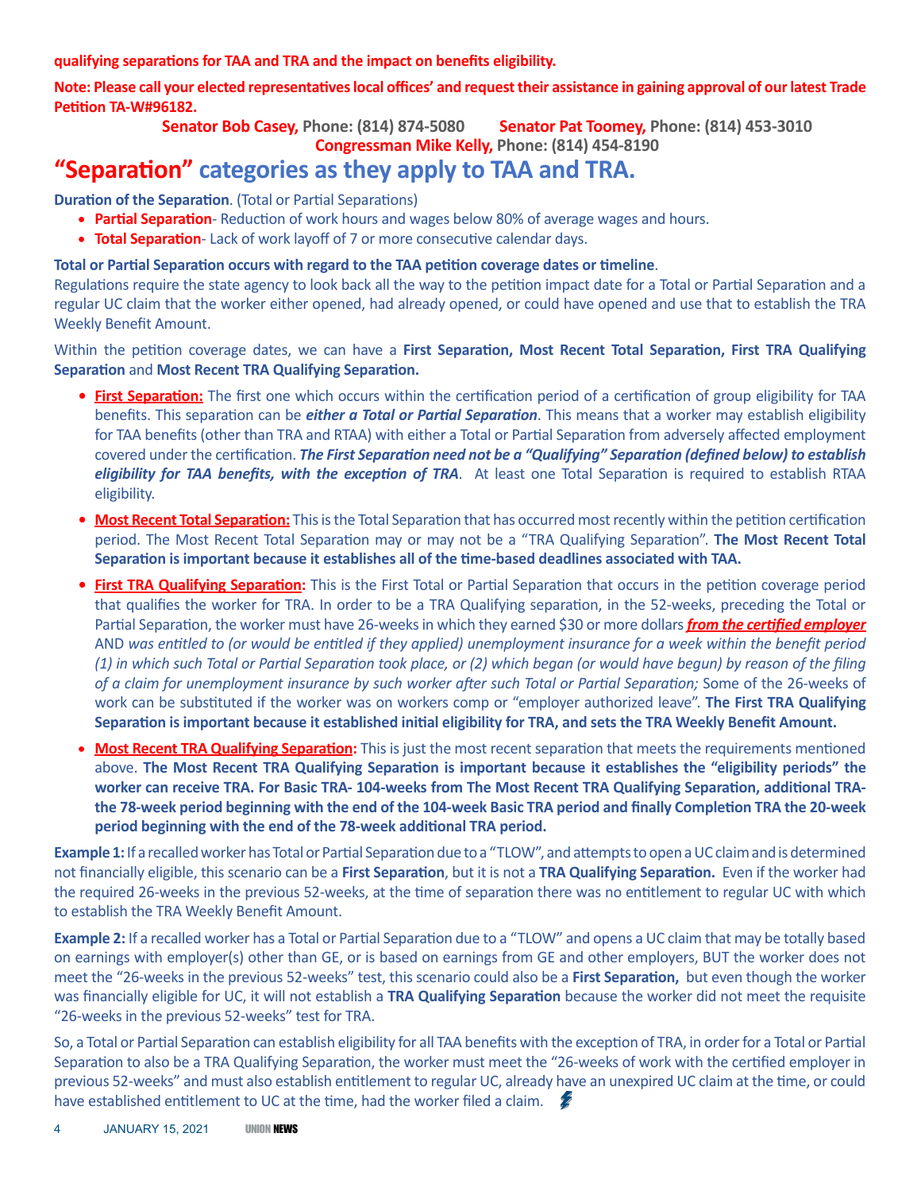**qualifying separations for TAA and TRA and the impact on benefits eligibility.**

**Note: Please call your elected representatives local offices' and request their assistance in gaining approval of our latest Trade Petition TA-W#96182.**

**Senator Bob Casey, Phone: (814) 874-5080** **Senator Pat Toomey, Phone: (814) 453-3010**
**Congressman Mike Kelly, Phone: (814) 454-8190**

# "Separation" categories as they apply to TAA and TRA.

**Duration of the Separation**. (Total or Partial Separations)

- **Partial Separation**- Reduction of work hours and wages below 80% of average wages and hours.
- **Total Separation**- Lack of work layoff of 7 or more consecutive calendar days.

**Total or Partial Separation occurs with regard to the TAA petition coverage dates or timeline**.
Regulations require the state agency to look back all the way to the petition impact date for a Total or Partial Separation and a regular UC claim that the worker either opened, had already opened, or could have opened and use that to establish the TRA Weekly Benefit Amount.

Within the petition coverage dates, we can have a **First Separation, Most Recent Total Separation, First TRA Qualifying Separation** and **Most Recent TRA Qualifying Separation.**

- **First Separation:** The first one which occurs within the certification period of a certification of group eligibility for TAA benefits. This separation can be ***either a Total or Partial Separation***. This means that a worker may establish eligibility for TAA benefits (other than TRA and RTAA) with either a Total or Partial Separation from adversely affected employment covered under the certification. ***The First Separation need not be a "Qualifying" Separation (defined below) to establish eligibility for TAA benefits, with the exception of TRA***. At least one Total Separation is required to establish RTAA eligibility.
- **Most Recent Total Separation:** This is the Total Separation that has occurred most recently within the petition certification period. The Most Recent Total Separation may or may not be a "TRA Qualifying Separation". **The Most Recent Total Separation is important because it establishes all of the time-based deadlines associated with TAA.**
- **First TRA Qualifying Separation:** This is the First Total or Partial Separation that occurs in the petition coverage period that qualifies the worker for TRA. In order to be a TRA Qualifying separation, in the 52-weeks, preceding the Total or Partial Separation, the worker must have 26-weeks in which they earned $30 or more dollars ***from the certified employer*** AND *was entitled to (or would be entitled if they applied) unemployment insurance for a week within the benefit period (1) in which such Total or Partial Separation took place, or (2) which began (or would have begun) by reason of the filing of a claim for unemployment insurance by such worker after such Total or Partial Separation;* Some of the 26-weeks of work can be substituted if the worker was on workers comp or "employer authorized leave". **The First TRA Qualifying Separation is important because it established initial eligibility for TRA, and sets the TRA Weekly Benefit Amount.**
- **Most Recent TRA Qualifying Separation:** This is just the most recent separation that meets the requirements mentioned above. **The Most Recent TRA Qualifying Separation is important because it establishes the "eligibility periods" the worker can receive TRA. For Basic TRA- 104-weeks from The Most Recent TRA Qualifying Separation, additional TRA- the 78-week period beginning with the end of the 104-week Basic TRA period and finally Completion TRA the 20-week period beginning with the end of the 78-week additional TRA period.**

**Example 1:** If a recalled worker has Total or Partial Separation due to a "TLOW", and attempts to open a UC claim and is determined not financially eligible, this scenario can be a **First Separation**, but it is not a **TRA Qualifying Separation.** Even if the worker had the required 26-weeks in the previous 52-weeks, at the time of separation there was no entitlement to regular UC with which to establish the TRA Weekly Benefit Amount.

**Example 2:** If a recalled worker has a Total or Partial Separation due to a "TLOW" and opens a UC claim that may be totally based on earnings with employer(s) other than GE, or is based on earnings from GE and other employers, BUT the worker does not meet the "26-weeks in the previous 52-weeks" test, this scenario could also be a **First Separation,** but even though the worker was financially eligible for UC, it will not establish a **TRA Qualifying Separation** because the worker did not meet the requisite "26-weeks in the previous 52-weeks" test for TRA.

So, a Total or Partial Separation can establish eligibility for all TAA benefits with the exception of TRA, in order for a Total or Partial Separation to also be a TRA Qualifying Separation, the worker must meet the "26-weeks of work with the certified employer in previous 52-weeks" and must also establish entitlement to regular UC, already have an unexpired UC claim at the time, or could have established entitlement to UC at the time, had the worker filed a claim.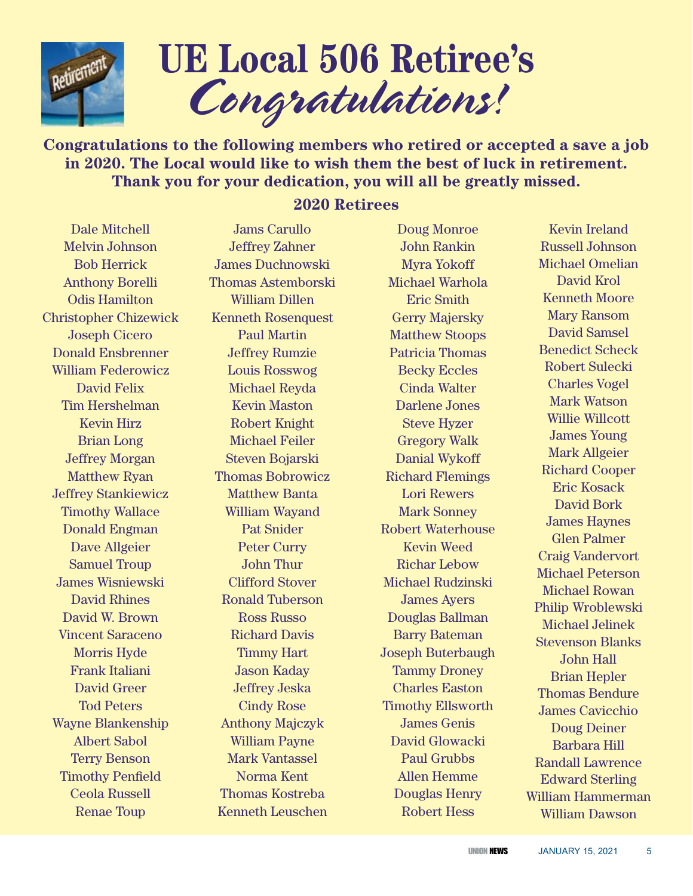# UE Local 506 Retiree's *Congratulations!*

**Congratulations to the following members who retired or accepted a save a job in 2020. The Local would like to wish them the best of luck in retirement. Thank you for your dedication, you will all be greatly missed.**

## 2020 Retirees

Dale Mitchell
Melvin Johnson
Bob Herrick
Anthony Borelli
Odis Hamilton
Christopher Chizewick
Joseph Cicero
Donald Ensbrenner
William Federowicz
David Felix
Tim Hershelman
Kevin Hirz
Brian Long
Jeffrey Morgan
Matthew Ryan
Jeffrey Stankiewicz
Timothy Wallace
Donald Engman
Dave Allgeier
Samuel Troup
James Wisniewski
David Rhines
David W. Brown
Vincent Saraceno
Morris Hyde
Frank Italiani
David Greer
Tod Peters
Wayne Blankenship
Albert Sabol
Terry Benson
Timothy Penfield
Ceola Russell
Renae Toup

Jams Carullo
Jeffrey Zahner
James Duchnowski
Thomas Astemborski
William Dillen
Kenneth Rosenquest
Paul Martin
Jeffrey Rumzie
Louis Rosswog
Michael Reyda
Kevin Maston
Robert Knight
Michael Feiler
Steven Bojarski
Thomas Bobrowicz
Matthew Banta
William Wayand
Pat Snider
Peter Curry
John Thur
Clifford Stover
Ronald Tuberson
Ross Russo
Richard Davis
Timmy Hart
Jason Kaday
Jeffrey Jeska
Cindy Rose
Anthony Majczyk
William Payne
Mark Vantassel
Norma Kent
Thomas Kostreba
Kenneth Leuschen

Doug Monroe
John Rankin
Myra Yokoff
Michael Warhola
Eric Smith
Gerry Majersky
Matthew Stoops
Patricia Thomas
Becky Eccles
Cinda Walter
Darlene Jones
Steve Hyzer
Gregory Walk
Danial Wykoff
Richard Flemings
Lori Rewers
Mark Sonney
Robert Waterhouse
Kevin Weed
Richar Lebow
Michael Rudzinski
James Ayers
Douglas Ballman
Barry Bateman
Joseph Buterbaugh
Tammy Droney
Charles Easton
Timothy Ellsworth
James Genis
David Glowacki
Paul Grubbs
Allen Hemme
Douglas Henry
Robert Hess

Kevin Ireland
Russell Johnson
Michael Omelian
David Krol
Kenneth Moore
Mary Ransom
David Samsel
Benedict Scheck
Robert Sulecki
Charles Vogel
Mark Watson
Willie Willcott
James Young
Mark Allgeier
Richard Cooper
Eric Kosack
David Bork
James Haynes
Glen Palmer
Craig Vandervort
Michael Peterson
Michael Rowan
Philip Wroblewski
Michael Jelinek
Stevenson Blanks
John Hall
Brian Hepler
Thomas Bendure
James Cavicchio
Doug Deiner
Barbara Hill
Randall Lawrence
Edward Sterling
William Hammerman
William Dawson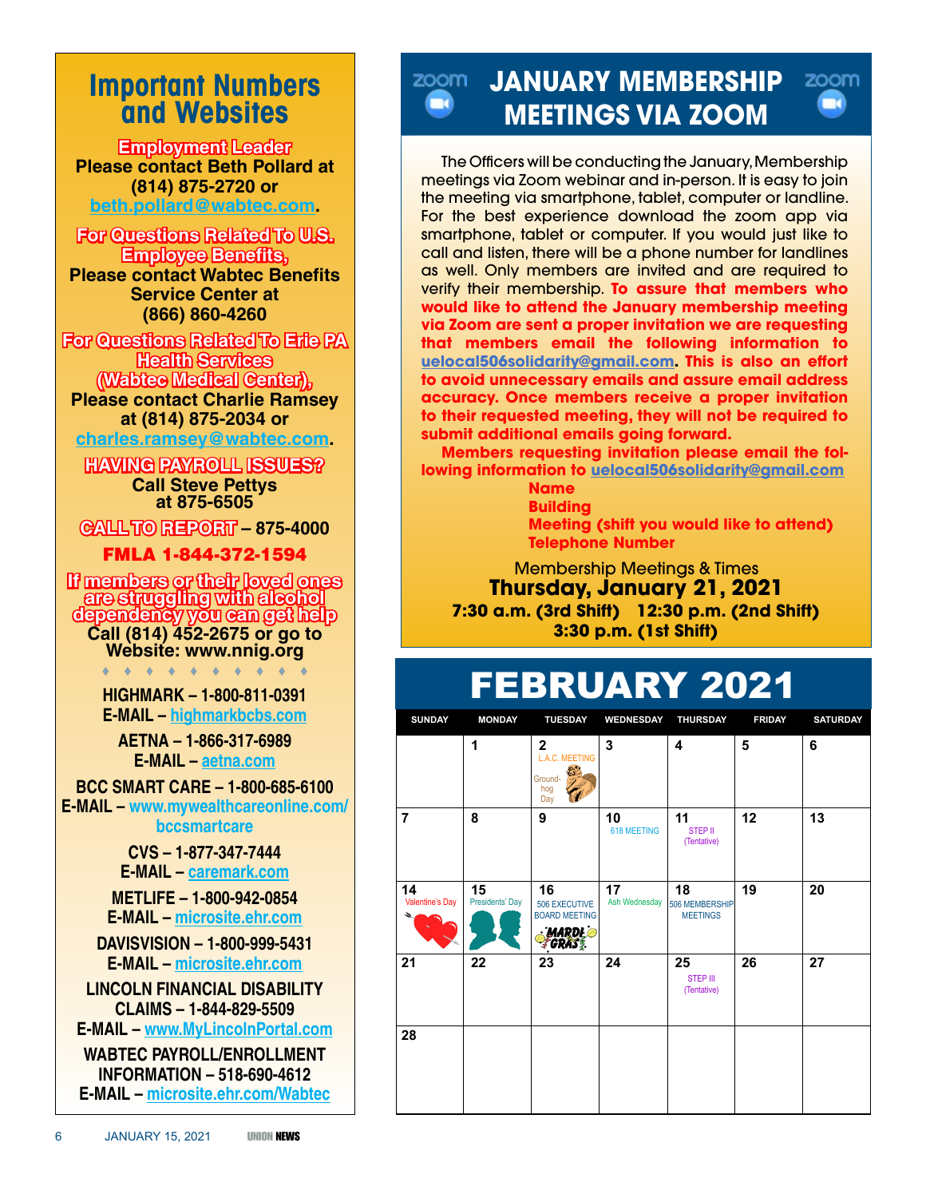# Important Numbers and Websites

**Employment Leader**
**Please contact Beth Pollard at (814) 875-2720 or beth.pollard@wabtec.com.**

**For Questions Related To U.S. Employee Benefits,**
**Please contact Wabtec Benefits Service Center at (866) 860-4260**

**For Questions Related To Erie PA Health Services (Wabtec Medical Center),**
**Please contact Charlie Ramsey at (814) 875-2034 or charles.ramsey@wabtec.com.**

**HAVING PAYROLL ISSUES?**
**Call Steve Pettys at 875-6505**

**CALL TO REPORT – 875-4000**

**FMLA 1-844-372-1594**

**If members or their loved ones are struggling with alcohol dependency you can get help**
**Call (814) 452-2675 or go to Website: www.nnig.org**

**HIGHMARK – 1-800-811-0391**
**E-MAIL – highmarkbcbs.com**

**AETNA – 1-866-317-6989**
**E-MAIL – aetna.com**

**BCC SMART CARE – 1-800-685-6100**
**E-MAIL – www.mywealthcareonline.com/bccsmartcare**

**CVS – 1-877-347-7444**
**E-MAIL – caremark.com**

**METLIFE – 1-800-942-0854**
**E-MAIL – microsite.ehr.com**

**DAVISVISION – 1-800-999-5431**
**E-MAIL – microsite.ehr.com**

**LINCOLN FINANCIAL DISABILITY CLAIMS – 1-844-829-5509**
**E-MAIL – www.MyLincolnPortal.com**

**WABTEC PAYROLL/ENROLLMENT INFORMATION – 518-690-4612**
**E-MAIL – microsite.ehr.com/Wabtec**

# JANUARY MEMBERSHIP MEETINGS VIA ZOOM

The Officers will be conducting the January, Membership meetings via Zoom webinar and in-person. It is easy to join the meeting via smartphone, tablet, computer or landline. For the best experience download the zoom app via smartphone, tablet or computer. If you would just like to call and listen, there will be a phone number for landlines as well. Only members are invited and are required to verify their membership. **To assure that members who would like to attend the January membership meeting via Zoom are sent a proper invitation we are requesting that members email the following information to uelocal506solidarity@gmail.com. This is also an effort to avoid unnecessary emails and assure email address accuracy. Once members receive a proper invitation to their requested meeting, they will not be required to submit additional emails going forward.**

**Members requesting invitation please email the following information to uelocal506solidarity@gmail.com**

**Name**
**Building**
**Meeting (shift you would like to attend)**
**Telephone Number**

Membership Meetings & Times
**Thursday, January 21, 2021**
**7:30 a.m. (3rd Shift) 12:30 p.m. (2nd Shift)**
**3:30 p.m. (1st Shift)**

# FEBRUARY 2021

| SUNDAY | MONDAY | TUESDAY | WEDNESDAY | THURSDAY | FRIDAY | SATURDAY |
|---|---|---|---|---|---|---|
| | 1 | 2 L.A.C. MEETING Groundhog Day | 3 | 4 | 5 | 6 |
| 7 | 8 | 9 | 10 618 MEETING | 11 STEP II (Tentative) | 12 | 13 |
| 14 Valentine's Day | 15 Presidents' Day | 16 506 EXECUTIVE BOARD MEETING Mardi Gras | 17 Ash Wednesday | 18 506 MEMBERSHIP MEETINGS | 19 | 20 |
| 21 | 22 | 23 | 24 | 25 STEP III (Tentative) | 26 | 27 |
| 28 | | | | | | |